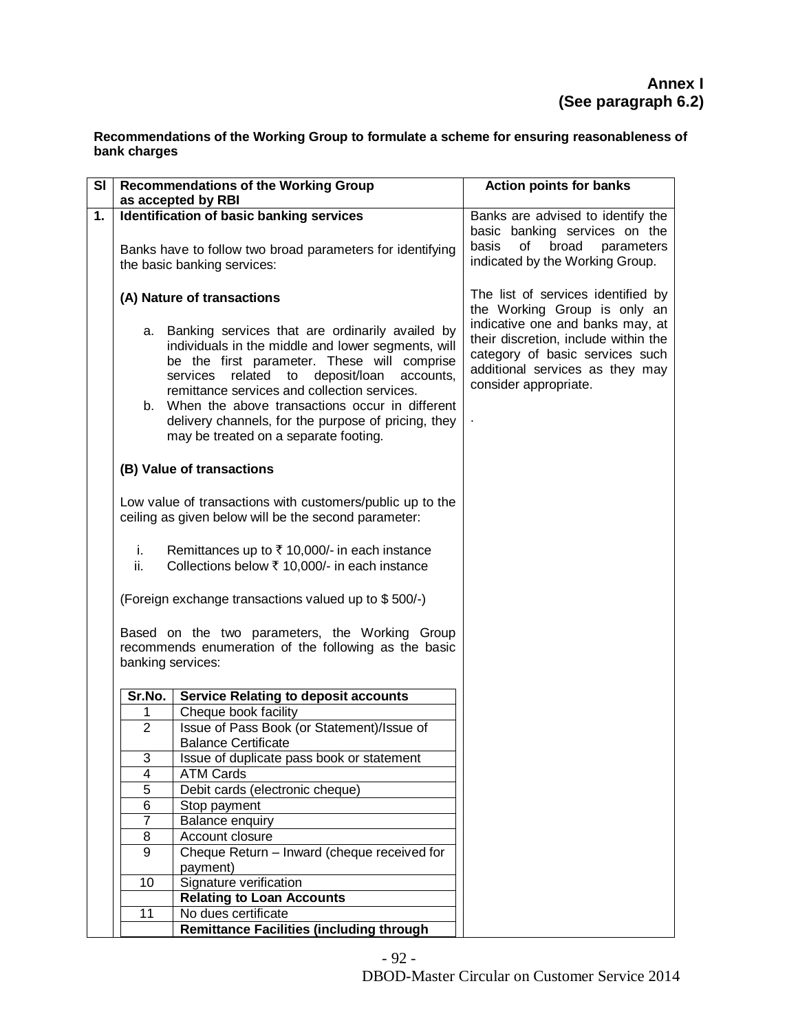**Annex I**
**(See paragraph 6.2)**

**Recommendations of the Working Group to formulate a scheme for ensuring reasonableness of bank charges**

| Sl | Recommendations of the Working Group as accepted by RBI | Action points for banks |
|---|---|---|
| 1. | **Identification of basic banking services**<br><br>Banks have to follow two broad parameters for identifying the basic banking services:<br><br>**(A) Nature of transactions**<br><br>a. Banking services that are ordinarily availed by individuals in the middle and lower segments, will be the first parameter. These will comprise services related to deposit/loan accounts, remittance services and collection services.<br>b. When the above transactions occur in different delivery channels, for the purpose of pricing, they may be treated on a separate footing.<br><br>**(B) Value of transactions**<br><br>Low value of transactions with customers/public up to the ceiling as given below will be the second parameter:<br><br>i. Remittances up to ₹ 10,000/- in each instance<br>ii. Collections below ₹ 10,000/- in each instance<br><br>(Foreign exchange transactions valued up to $ 500/-)<br><br>Based on the two parameters, the Working Group recommends enumeration of the following as the basic banking services: | Banks are advised to identify the basic banking services on the basis of broad parameters indicated by the Working Group.<br><br>The list of services identified by the Working Group is only an indicative one and banks may, at their discretion, include within the category of basic services such additional services as they may consider appropriate.<br><br>. |

| Sr.No. | Service Relating to deposit accounts |
|---|---|
| 1 | Cheque book facility |
| 2 | Issue of Pass Book (or Statement)/Issue of Balance Certificate |
| 3 | Issue of duplicate pass book or statement |
| 4 | ATM Cards |
| 5 | Debit cards (electronic cheque) |
| 6 | Stop payment |
| 7 | Balance enquiry |
| 8 | Account closure |
| 9 | Cheque Return – Inward (cheque received for payment) |
| 10 | Signature verification |
| | **Relating to Loan Accounts** |
| 11 | No dues certificate |
| | **Remittance Facilities (including through** |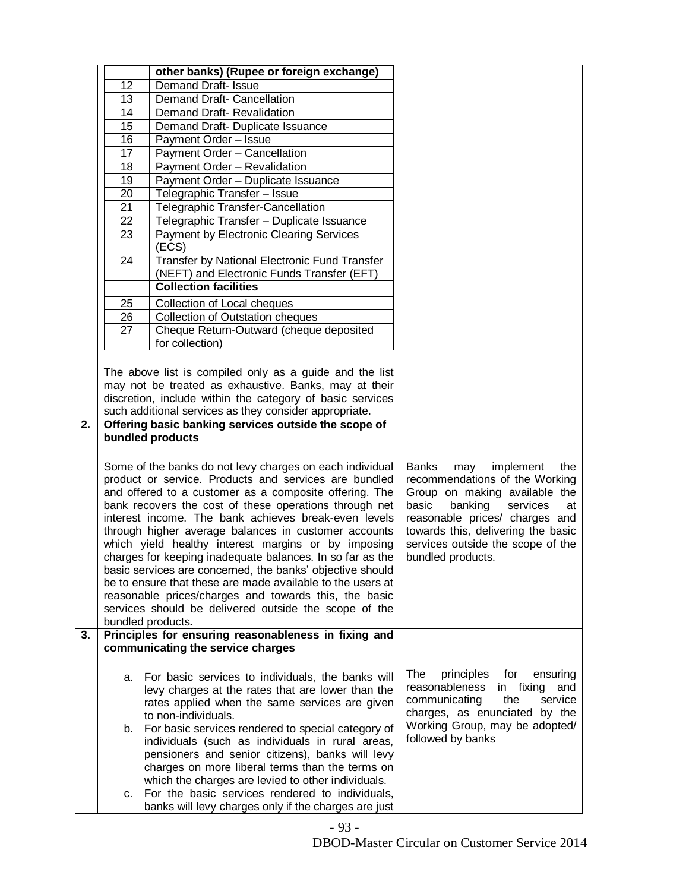| | | |
|---|---|---|
| | | other banks) (Rupee or foreign exchange) |
| | 12 | Demand Draft- Issue |
| | 13 | Demand Draft- Cancellation |
| | 14 | Demand Draft- Revalidation |
| | 15 | Demand Draft- Duplicate Issuance |
| | 16 | Payment Order – Issue |
| | 17 | Payment Order – Cancellation |
| | 18 | Payment Order – Revalidation |
| | 19 | Payment Order – Duplicate Issuance |
| | 20 | Telegraphic Transfer – Issue |
| | 21 | Telegraphic Transfer-Cancellation |
| | 22 | Telegraphic Transfer – Duplicate Issuance |
| | 23 | Payment by Electronic Clearing Services (ECS) |
| | 24 | Transfer by National Electronic Fund Transfer (NEFT) and Electronic Funds Transfer (EFT) |
| | | **Collection facilities** |
| | 25 | Collection of Local cheques |
| | 26 | Collection of Outstation cheques |
| | 27 | Cheque Return-Outward (cheque deposited for collection) |

The above list is compiled only as a guide and the list may not be treated as exhaustive. Banks, may at their discretion, include within the category of basic services such additional services as they consider appropriate.

| No. | Recommendation | Action |
|---|---|---|
| **2.** | **Offering basic banking services outside the scope of bundled products**<br><br>Some of the banks do not levy charges on each individual product or service. Products and services are bundled and offered to a customer as a composite offering. The bank recovers the cost of these operations through net interest income. The bank achieves break-even levels through higher average balances in customer accounts which yield healthy interest margins or by imposing charges for keeping inadequate balances. In so far as the basic services are concerned, the banks' objective should be to ensure that these are made available to the users at reasonable prices/charges and towards this, the basic services should be delivered outside the scope of the bundled products. | Banks may implement the recommendations of the Working Group on making available the basic banking services at reasonable prices/ charges and towards this, delivering the basic services outside the scope of the bundled products. |
| **3.** | **Principles for ensuring reasonableness in fixing and communicating the service charges**<br><br>a. For basic services to individuals, the banks will levy charges at the rates that are lower than the rates applied when the same services are given to non-individuals.<br>b. For basic services rendered to special category of individuals (such as individuals in rural areas, pensioners and senior citizens), banks will levy charges on more liberal terms than the terms on which the charges are levied to other individuals.<br>c. For the basic services rendered to individuals, banks will levy charges only if the charges are just | The principles for ensuring reasonableness in fixing and communicating the service charges, as enunciated by the Working Group, may be adopted/ followed by banks |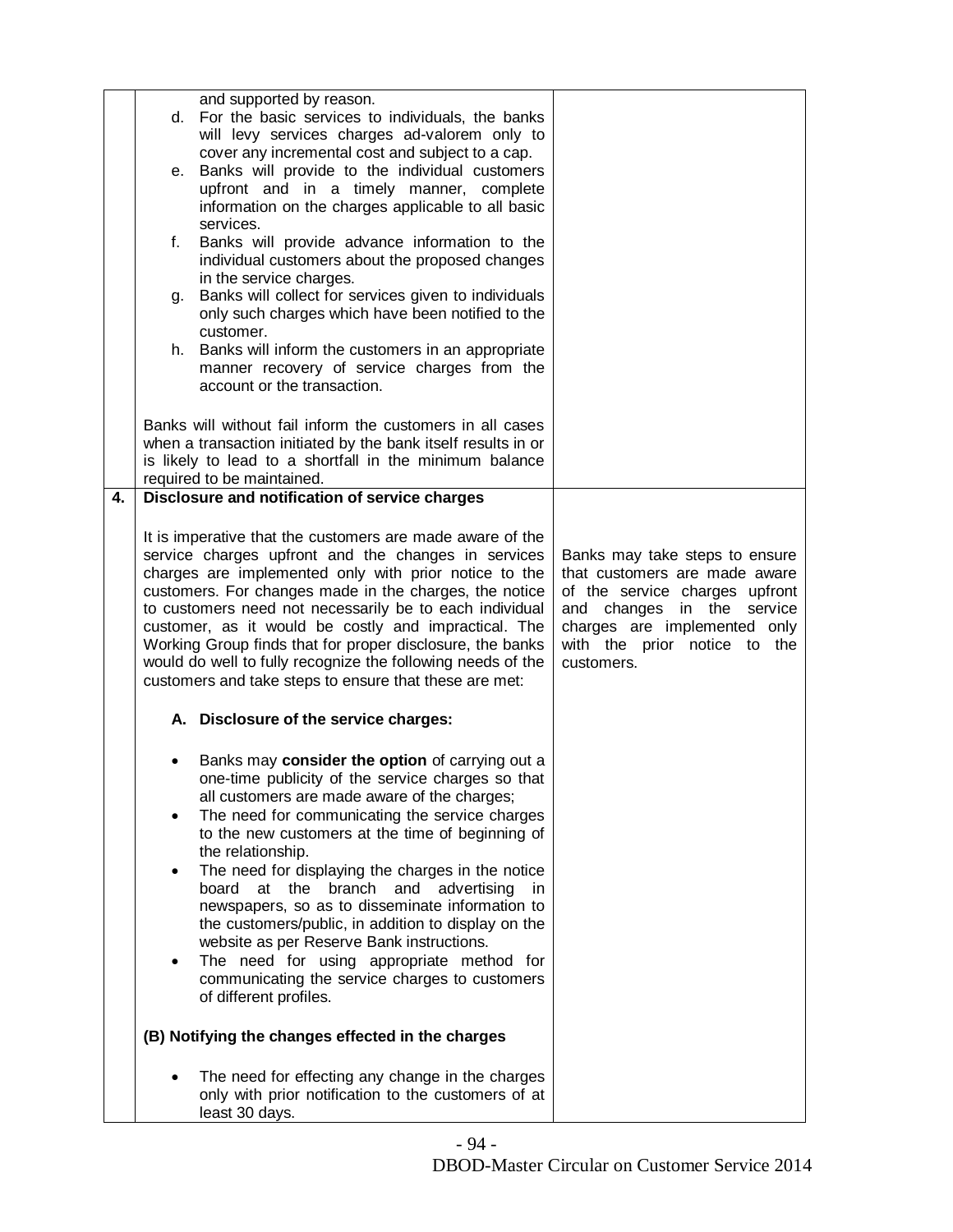| | | |
|---|---|---|
| | and supported by reason.<br>d. For the basic services to individuals, the banks will levy services charges ad-valorem only to cover any incremental cost and subject to a cap.<br>e. Banks will provide to the individual customers upfront and in a timely manner, complete information on the charges applicable to all basic services.<br>f. Banks will provide advance information to the individual customers about the proposed changes in the service charges.<br>g. Banks will collect for services given to individuals only such charges which have been notified to the customer.<br>h. Banks will inform the customers in an appropriate manner recovery of service charges from the account or the transaction.<br><br>Banks will without fail inform the customers in all cases when a transaction initiated by the bank itself results in or is likely to lead to a shortfall in the minimum balance required to be maintained. | |
| **4.** | **Disclosure and notification of service charges**<br><br>It is imperative that the customers are made aware of the service charges upfront and the changes in services charges are implemented only with prior notice to the customers. For changes made in the charges, the notice to customers need not necessarily be to each individual customer, as it would be costly and impractical. The Working Group finds that for proper disclosure, the banks would do well to fully recognize the following needs of the customers and take steps to ensure that these are met:<br><br>**A. Disclosure of the service charges:**<br><br>• Banks may **consider the option** of carrying out a one-time publicity of the service charges so that all customers are made aware of the charges;<br>• The need for communicating the service charges to the new customers at the time of beginning of the relationship.<br>• The need for displaying the charges in the notice board at the branch and advertising in newspapers, so as to disseminate information to the customers/public, in addition to display on the website as per Reserve Bank instructions.<br>• The need for using appropriate method for communicating the service charges to customers of different profiles.<br><br>**(B) Notifying the changes effected in the charges**<br><br>• The need for effecting any change in the charges only with prior notification to the customers of at least 30 days. | Banks may take steps to ensure that customers are made aware of the service charges upfront and changes in the service charges are implemented only with the prior notice to the customers. |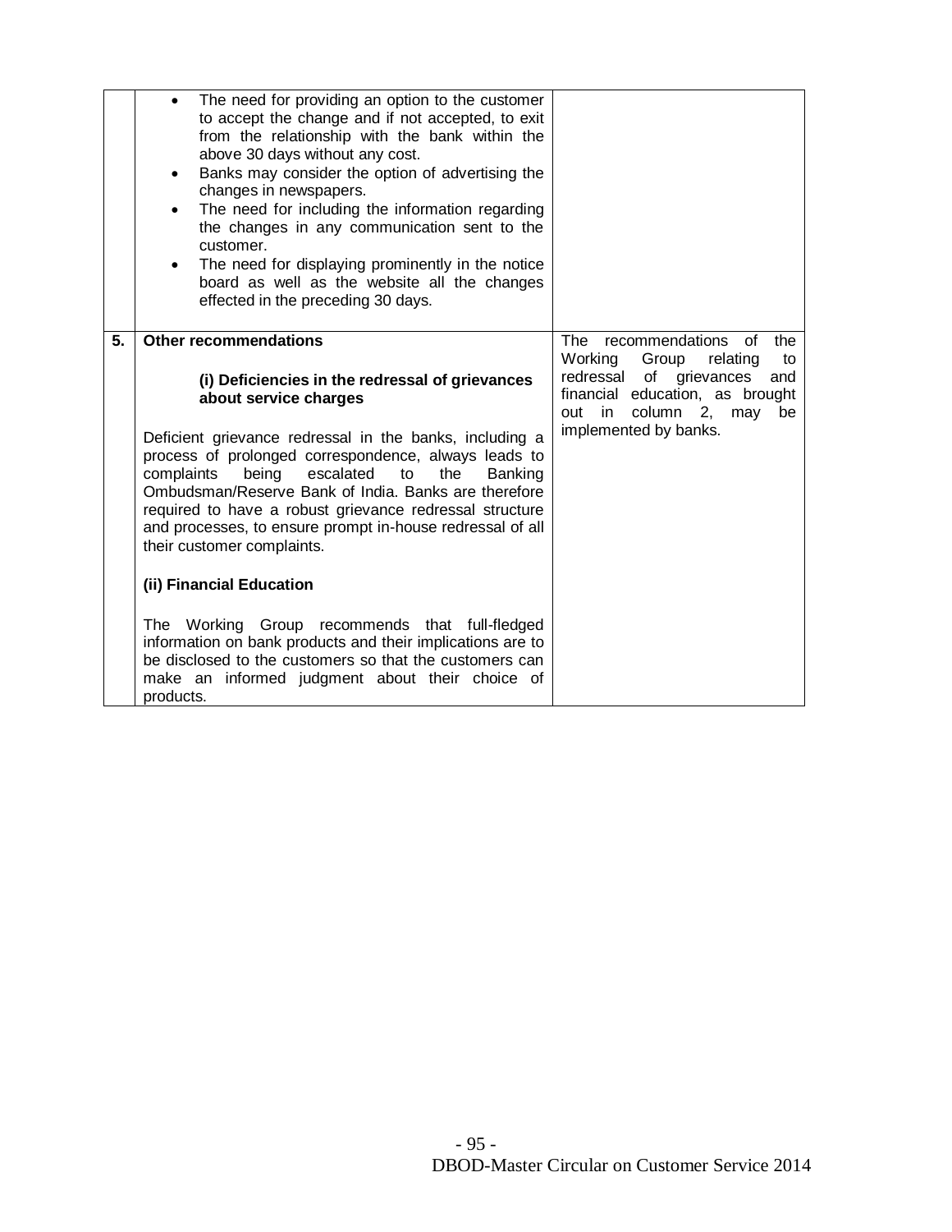| | | |
|---|---|---|
| | • The need for providing an option to the customer to accept the change and if not accepted, to exit from the relationship with the bank within the above 30 days without any cost.<br>• Banks may consider the option of advertising the changes in newspapers.<br>• The need for including the information regarding the changes in any communication sent to the customer.<br>• The need for displaying prominently in the notice board as well as the website all the changes effected in the preceding 30 days. | |
| **5.** | **Other recommendations**<br><br>**(i) Deficiencies in the redressal of grievances about service charges**<br><br>Deficient grievance redressal in the banks, including a process of prolonged correspondence, always leads to complaints being escalated to the Banking Ombudsman/Reserve Bank of India. Banks are therefore required to have a robust grievance redressal structure and processes, to ensure prompt in-house redressal of all their customer complaints.<br><br>**(ii) Financial Education**<br><br>The Working Group recommends that full-fledged information on bank products and their implications are to be disclosed to the customers so that the customers can make an informed judgment about their choice of products. | The recommendations of the Working Group relating to redressal of grievances and financial education, as brought out in column 2, may be implemented by banks. |